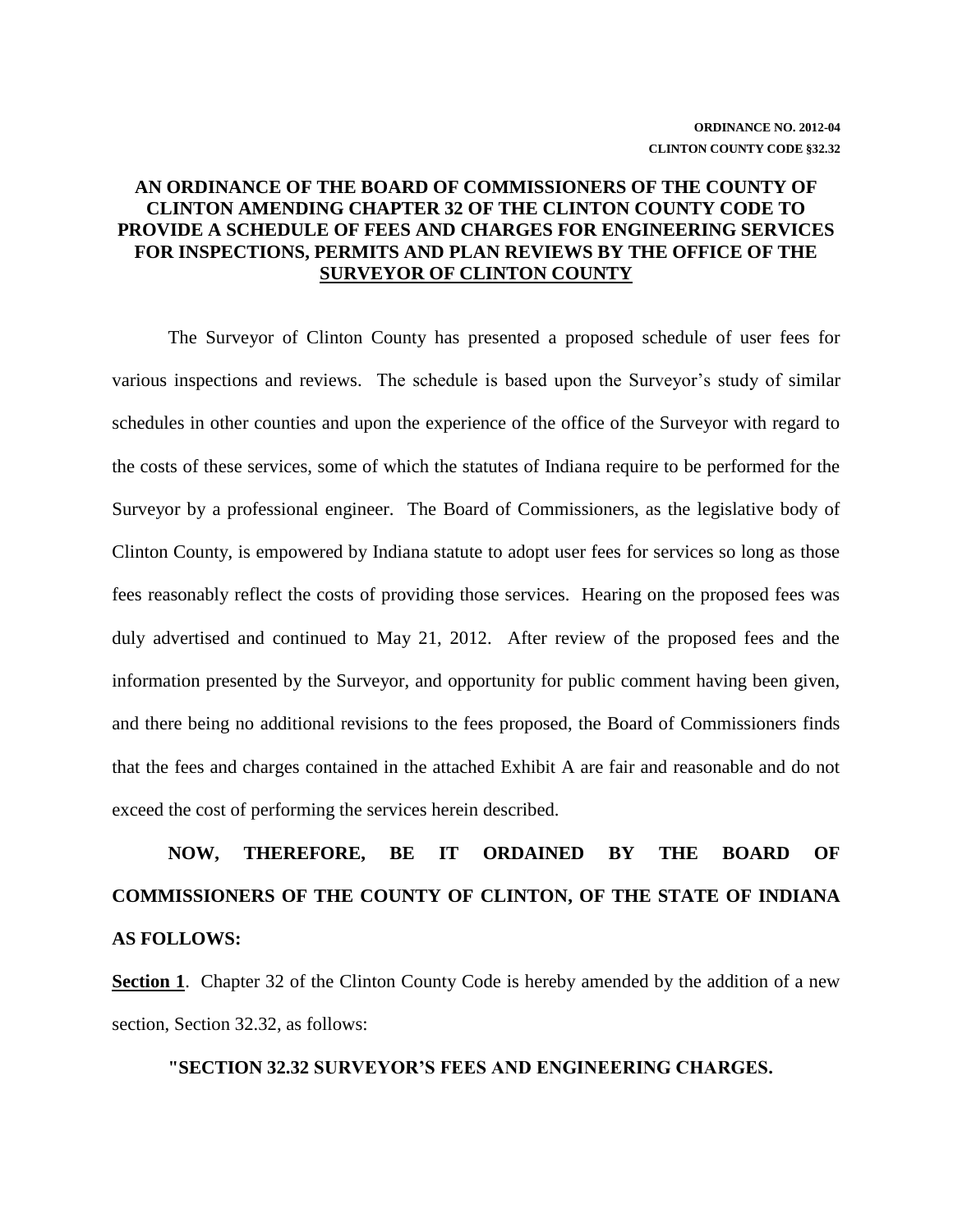**ORDINANCE NO. 2012-04**
**CLINTON COUNTY CODE §32.32**

# AN ORDINANCE OF THE BOARD OF COMMISSIONERS OF THE COUNTY OF CLINTON AMENDING CHAPTER 32 OF THE CLINTON COUNTY CODE TO PROVIDE A SCHEDULE OF FEES AND CHARGES FOR ENGINEERING SERVICES FOR INSPECTIONS, PERMITS AND PLAN REVIEWS BY THE OFFICE OF THE SURVEYOR OF CLINTON COUNTY

The Surveyor of Clinton County has presented a proposed schedule of user fees for various inspections and reviews. The schedule is based upon the Surveyor's study of similar schedules in other counties and upon the experience of the office of the Surveyor with regard to the costs of these services, some of which the statutes of Indiana require to be performed for the Surveyor by a professional engineer. The Board of Commissioners, as the legislative body of Clinton County, is empowered by Indiana statute to adopt user fees for services so long as those fees reasonably reflect the costs of providing those services. Hearing on the proposed fees was duly advertised and continued to May 21, 2012. After review of the proposed fees and the information presented by the Surveyor, and opportunity for public comment having been given, and there being no additional revisions to the fees proposed, the Board of Commissioners finds that the fees and charges contained in the attached Exhibit A are fair and reasonable and do not exceed the cost of performing the services herein described.

**NOW, THEREFORE, BE IT ORDAINED BY THE BOARD OF COMMISSIONERS OF THE COUNTY OF CLINTON, OF THE STATE OF INDIANA AS FOLLOWS:**

**Section 1**. Chapter 32 of the Clinton County Code is hereby amended by the addition of a new section, Section 32.32, as follows:

**"SECTION 32.32 SURVEYOR'S FEES AND ENGINEERING CHARGES.**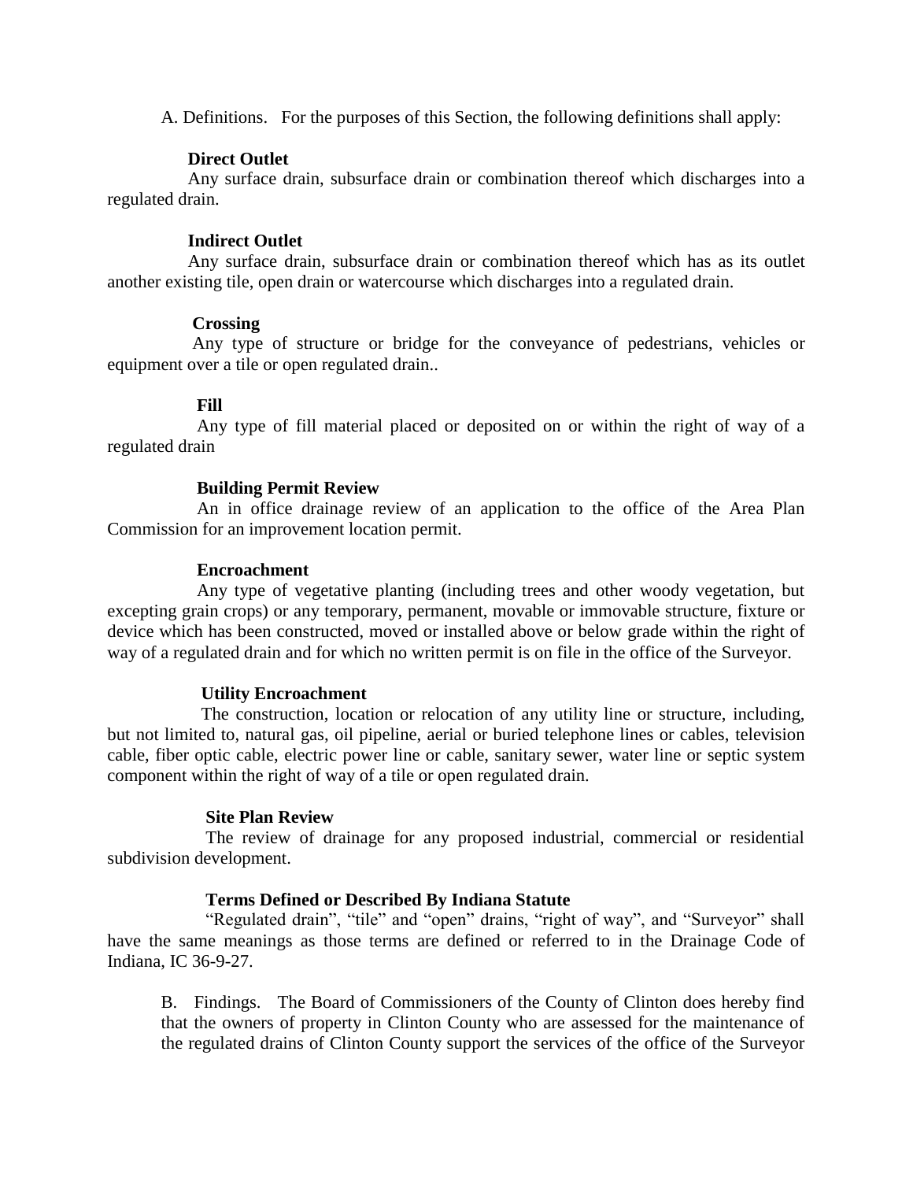A. Definitions. For the purposes of this Section, the following definitions shall apply:

**Direct Outlet**

Any surface drain, subsurface drain or combination thereof which discharges into a regulated drain.

**Indirect Outlet**

Any surface drain, subsurface drain or combination thereof which has as its outlet another existing tile, open drain or watercourse which discharges into a regulated drain.

**Crossing**

Any type of structure or bridge for the conveyance of pedestrians, vehicles or equipment over a tile or open regulated drain..

**Fill**

Any type of fill material placed or deposited on or within the right of way of a regulated drain

**Building Permit Review**

An in office drainage review of an application to the office of the Area Plan Commission for an improvement location permit.

**Encroachment**

Any type of vegetative planting (including trees and other woody vegetation, but excepting grain crops) or any temporary, permanent, movable or immovable structure, fixture or device which has been constructed, moved or installed above or below grade within the right of way of a regulated drain and for which no written permit is on file in the office of the Surveyor.

**Utility Encroachment**

The construction, location or relocation of any utility line or structure, including, but not limited to, natural gas, oil pipeline, aerial or buried telephone lines or cables, television cable, fiber optic cable, electric power line or cable, sanitary sewer, water line or septic system component within the right of way of a tile or open regulated drain.

**Site Plan Review**

The review of drainage for any proposed industrial, commercial or residential subdivision development.

**Terms Defined or Described By Indiana Statute**

"Regulated drain", "tile" and "open" drains, "right of way", and "Surveyor" shall have the same meanings as those terms are defined or referred to in the Drainage Code of Indiana, IC 36-9-27.

B. Findings. The Board of Commissioners of the County of Clinton does hereby find that the owners of property in Clinton County who are assessed for the maintenance of the regulated drains of Clinton County support the services of the office of the Surveyor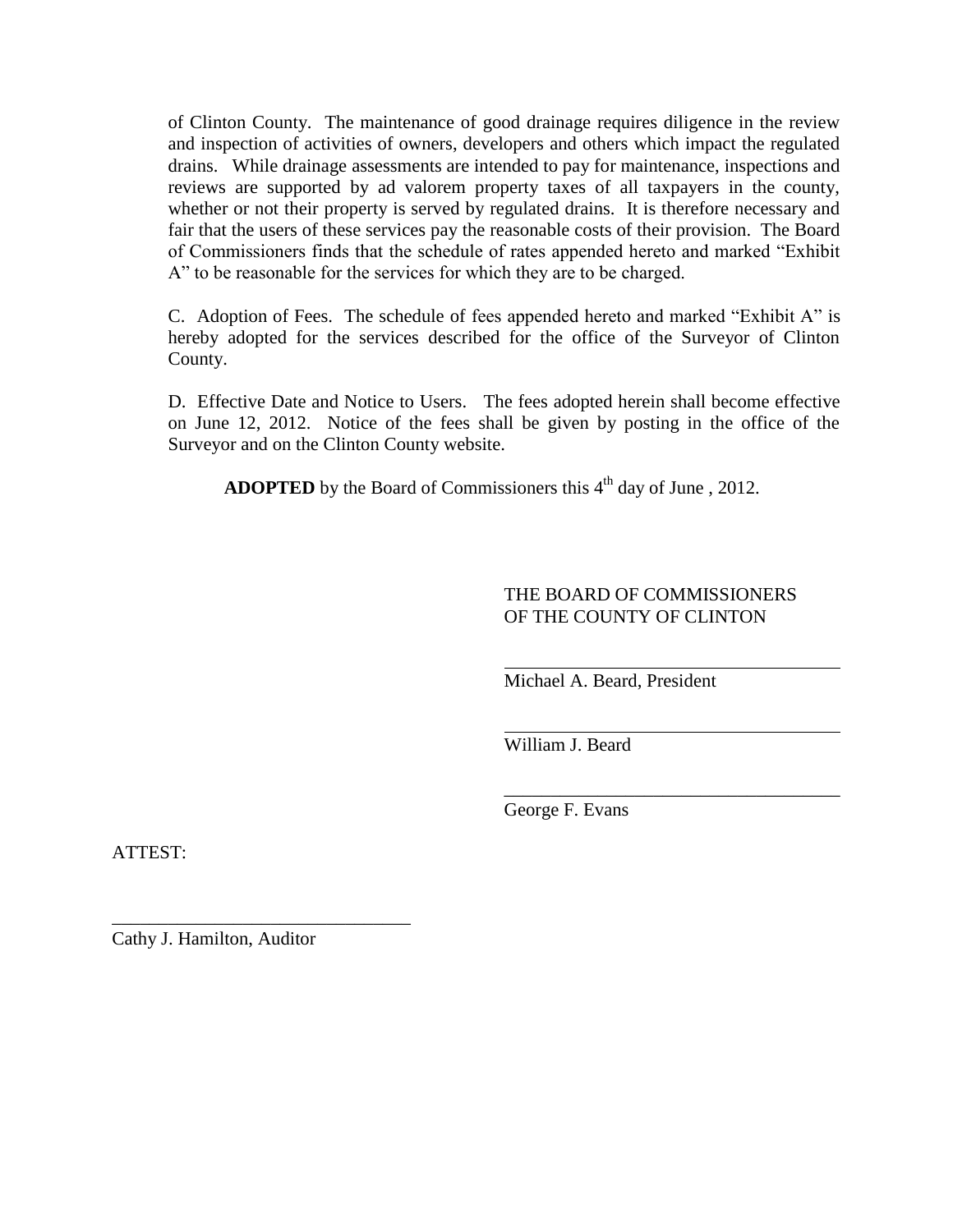of Clinton County. The maintenance of good drainage requires diligence in the review and inspection of activities of owners, developers and others which impact the regulated drains. While drainage assessments are intended to pay for maintenance, inspections and reviews are supported by ad valorem property taxes of all taxpayers in the county, whether or not their property is served by regulated drains. It is therefore necessary and fair that the users of these services pay the reasonable costs of their provision. The Board of Commissioners finds that the schedule of rates appended hereto and marked "Exhibit A" to be reasonable for the services for which they are to be charged.

C. Adoption of Fees. The schedule of fees appended hereto and marked "Exhibit A" is hereby adopted for the services described for the office of the Surveyor of Clinton County.

D. Effective Date and Notice to Users. The fees adopted herein shall become effective on June 12, 2012. Notice of the fees shall be given by posting in the office of the Surveyor and on the Clinton County website.

**ADOPTED** by the Board of Commissioners this 4th day of June , 2012.

THE BOARD OF COMMISSIONERS
OF THE COUNTY OF CLINTON

\_\_\_\_\_\_\_\_\_\_\_\_\_\_\_\_\_\_\_\_\_\_\_\_\_\_\_\_\_\_\_\_\_\_\_\_
Michael A. Beard, President

\_\_\_\_\_\_\_\_\_\_\_\_\_\_\_\_\_\_\_\_\_\_\_\_\_\_\_\_\_\_\_\_\_\_\_\_
William J. Beard

\_\_\_\_\_\_\_\_\_\_\_\_\_\_\_\_\_\_\_\_\_\_\_\_\_\_\_\_\_\_\_\_\_\_\_\_
George F. Evans

ATTEST:

\_\_\_\_\_\_\_\_\_\_\_\_\_\_\_\_\_\_\_\_\_\_\_\_\_\_\_\_\_\_\_\_\_\_\_\_
Cathy J. Hamilton, Auditor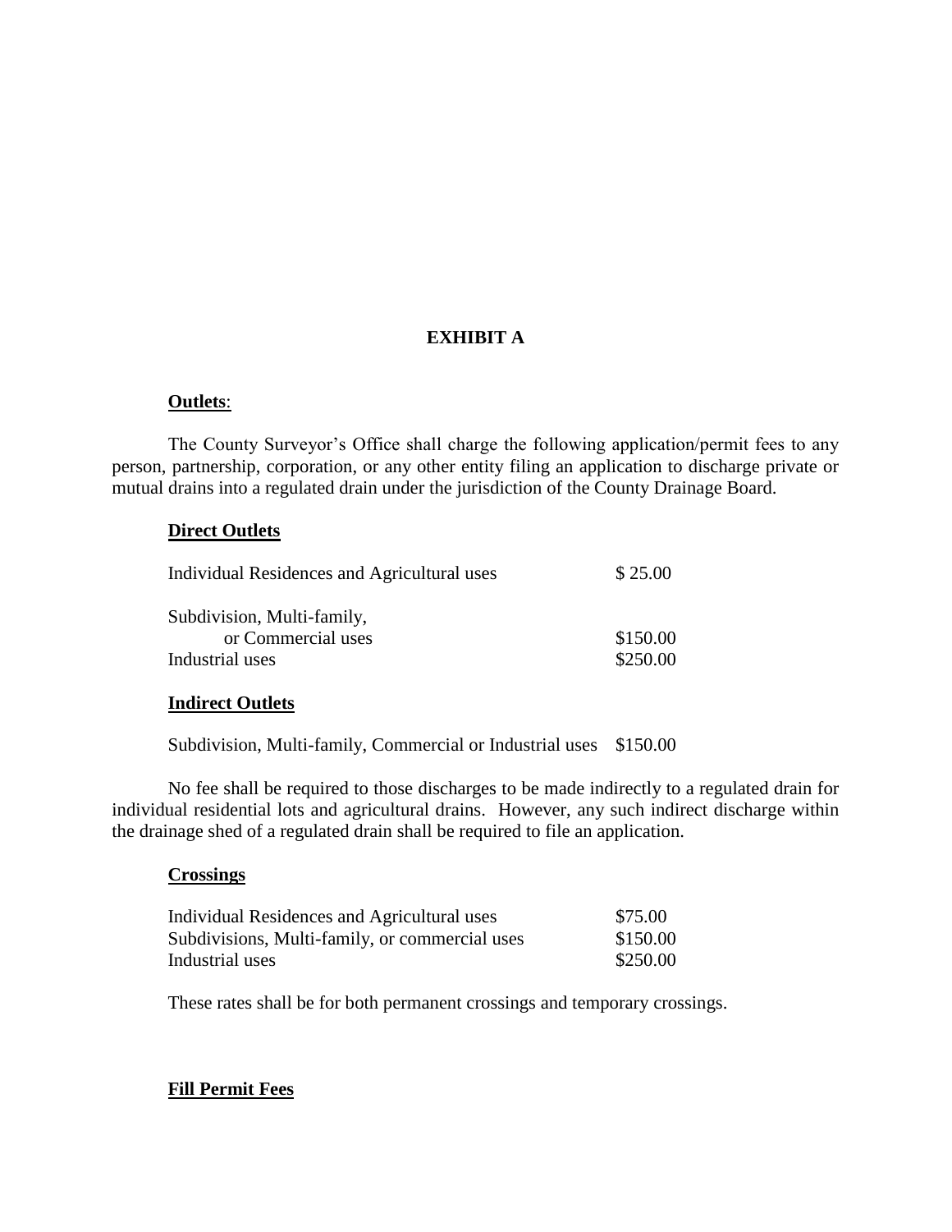# EXHIBIT A

**Outlets**:

The County Surveyor's Office shall charge the following application/permit fees to any person, partnership, corporation, or any other entity filing an application to discharge private or mutual drains into a regulated drain under the jurisdiction of the County Drainage Board.

**Direct Outlets**

| | |
|---|---|
| Individual Residences and Agricultural uses | $ 25.00 |
| Subdivision, Multi-family, or Commercial uses | $150.00 |
| Industrial uses | $250.00 |

**Indirect Outlets**

| | |
|---|---|
| Subdivision, Multi-family, Commercial or Industrial uses | $150.00 |

No fee shall be required to those discharges to be made indirectly to a regulated drain for individual residential lots and agricultural drains. However, any such indirect discharge within the drainage shed of a regulated drain shall be required to file an application.

**Crossings**

| | |
|---|---|
| Individual Residences and Agricultural uses | $75.00 |
| Subdivisions, Multi-family, or commercial uses | $150.00 |
| Industrial uses | $250.00 |

These rates shall be for both permanent crossings and temporary crossings.

**Fill Permit Fees**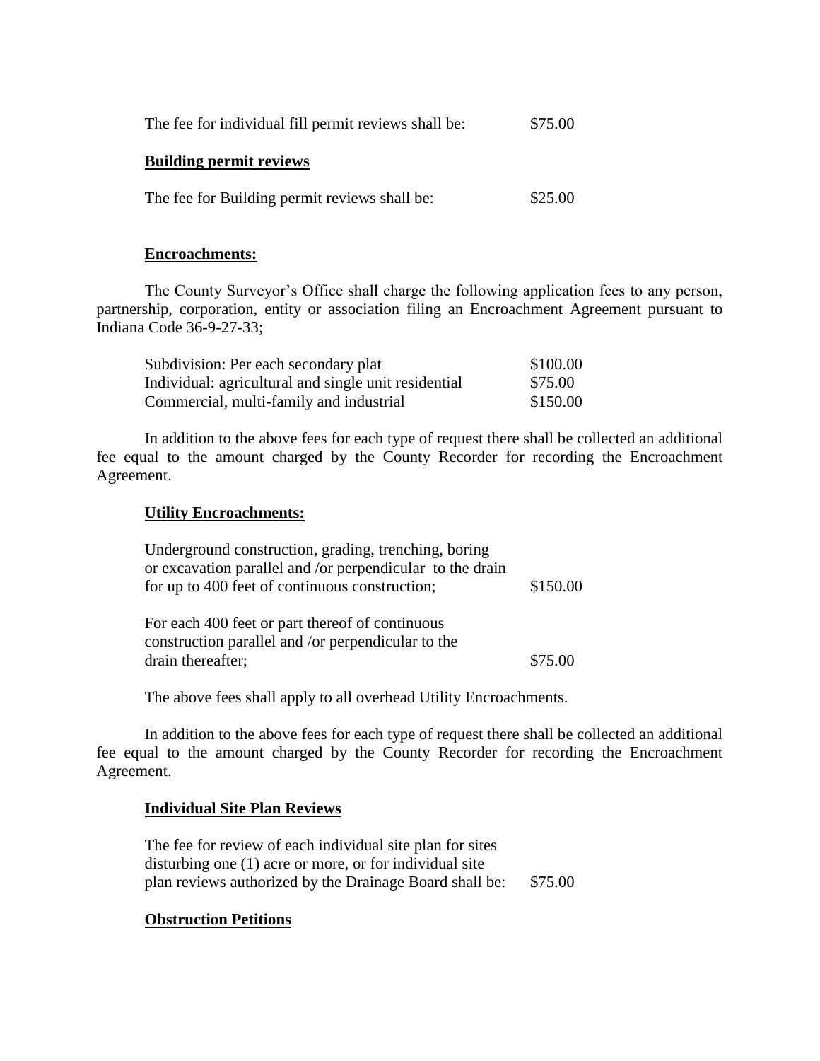The fee for individual fill permit reviews shall be: $75.00

**Building permit reviews**

The fee for Building permit reviews shall be: $25.00

**Encroachments:**

The County Surveyor's Office shall charge the following application fees to any person, partnership, corporation, entity or association filing an Encroachment Agreement pursuant to Indiana Code 36-9-27-33;

| | |
|---|---|
| Subdivision: Per each secondary plat | $100.00 |
| Individual: agricultural and single unit residential | $75.00 |
| Commercial, multi-family and industrial | $150.00 |

In addition to the above fees for each type of request there shall be collected an additional fee equal to the amount charged by the County Recorder for recording the Encroachment Agreement.

**Utility Encroachments:**

| | |
|---|---|
| Underground construction, grading, trenching, boring or excavation parallel and /or perpendicular to the drain for up to 400 feet of continuous construction; | $150.00 |
| For each 400 feet or part thereof of continuous construction parallel and /or perpendicular to the drain thereafter; | $75.00 |

The above fees shall apply to all overhead Utility Encroachments.

In addition to the above fees for each type of request there shall be collected an additional fee equal to the amount charged by the County Recorder for recording the Encroachment Agreement.

**Individual Site Plan Reviews**

The fee for review of each individual site plan for sites disturbing one (1) acre or more, or for individual site plan reviews authorized by the Drainage Board shall be: $75.00

**Obstruction Petitions**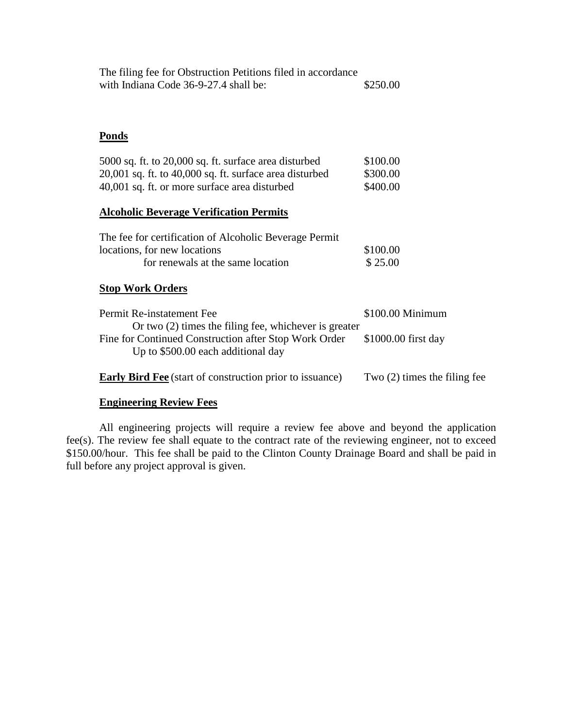| | |
|---|---|
| The filing fee for Obstruction Petitions filed in accordance with Indiana Code 36-9-27.4 shall be: | $250.00 |

**Ponds**

| | |
|---|---|
| 5000 sq. ft. to 20,000 sq. ft. surface area disturbed | $100.00 |
| 20,001 sq. ft. to 40,000 sq. ft. surface area disturbed | $300.00 |
| 40,001 sq. ft. or more surface area disturbed | $400.00 |

**Alcoholic Beverage Verification Permits**

| | |
|---|---|
| The fee for certification of Alcoholic Beverage Permit locations, for new locations | $100.00 |
| for renewals at the same location | $ 25.00 |

**Stop Work Orders**

| | |
|---|---|
| Permit Re-instatement Fee<br>Or two (2) times the filing fee, whichever is greater | $100.00 Minimum |
| Fine for Continued Construction after Stop Work Order<br>Up to $500.00 each additional day | $1000.00 first day |

**Early Bird Fee** (start of construction prior to issuance) Two (2) times the filing fee

**Engineering Review Fees**

All engineering projects will require a review fee above and beyond the application fee(s). The review fee shall equate to the contract rate of the reviewing engineer, not to exceed $150.00/hour. This fee shall be paid to the Clinton County Drainage Board and shall be paid in full before any project approval is given.